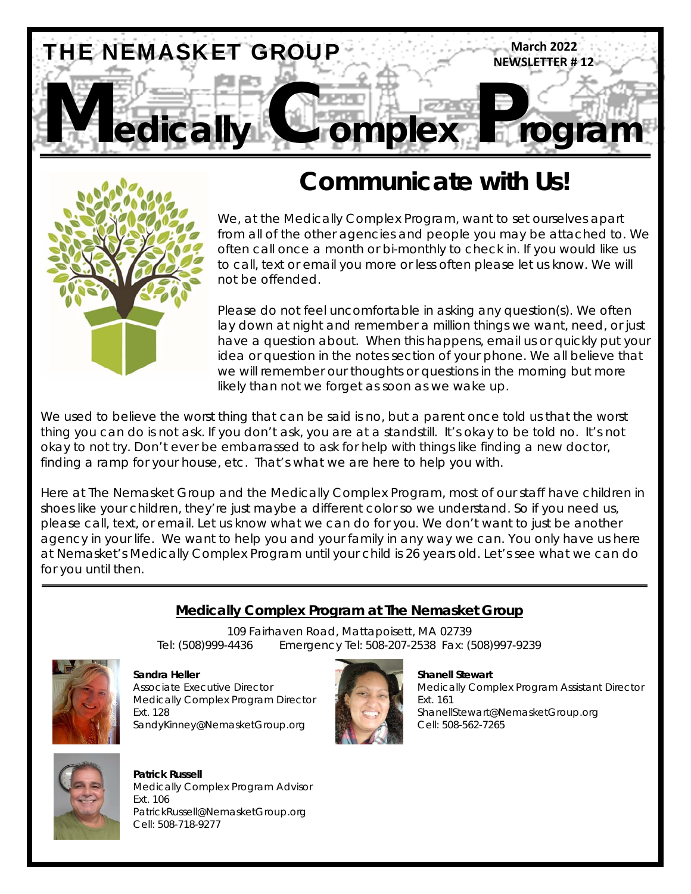# THE NEMASKET GROUP

**March 2022**
**NEWSLETTER # 12**

# Medically Complex Program

## Communicate with Us!

We, at the Medically Complex Program, want to set ourselves apart from all of the other agencies and people you may be attached to. We often call once a month or bi-monthly to check in. If you would like us to call, text or email you more or less often please let us know. We will not be offended.

Please do not feel uncomfortable in asking any question(s). We often lay down at night and remember a million things we want, need, or just have a question about. When this happens, email us or quickly put your idea or question in the notes section of your phone. We all believe that we will remember our thoughts or questions in the morning but more likely than not we forget as soon as we wake up.

We used to believe the worst thing that can be said is no, but a parent once told us that the worst thing you can do is not ask. If you don't ask, you are at a standstill. It's okay to be told no. It's not okay to not try. Don't ever be embarrassed to ask for help with things like finding a new doctor, finding a ramp for your house, etc. That's what we are here to help you with.

Here at The Nemasket Group and the Medically Complex Program, most of our staff have children in shoes like your children, they're just maybe a different color so we understand. So if you need us, please call, text, or email. Let us know what we can do for you. We don't want to just be another agency in your life. We want to help you and your family in any way we can. You only have us here at Nemasket's Medically Complex Program until your child is 26 years old. Let's see what we can do for you until then.

---

**Medically Complex Program at The Nemasket Group**

109 Fairhaven Road, Mattapoisett, MA 02739
Tel: (508)999-4436 Emergency Tel: 508-207-2538 Fax: (508)997-9239

**Sandra Heller**
Associate Executive Director
Medically Complex Program Director
Ext. 128
SandyKinney@NemasketGroup.org

**Shanell Stewart**
Medically Complex Program Assistant Director
Ext. 161
ShanellStewart@NemasketGroup.org
Cell: 508-562-7265

**Patrick Russell**
Medically Complex Program Advisor
Ext. 106
PatrickRussell@NemasketGroup.org
Cell: 508-718-9277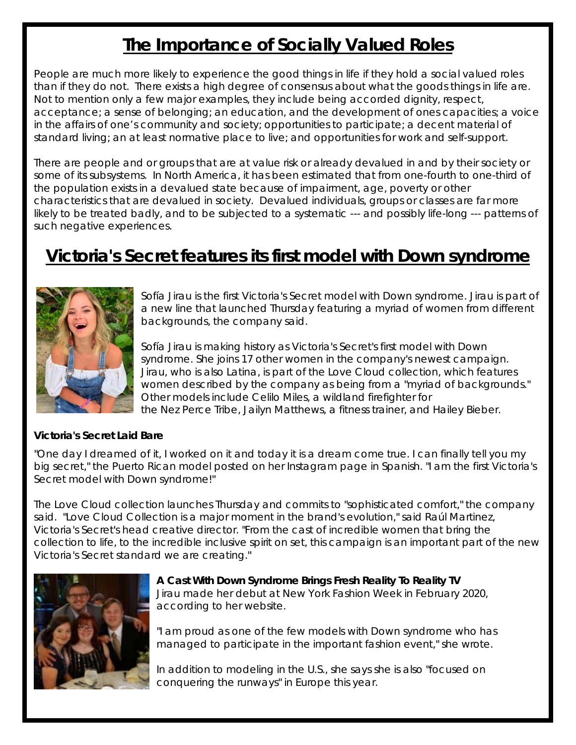# The Importance of Socially Valued Roles

People are much more likely to experience the good things in life if they hold a social valued roles than if they do not. There exists a high degree of consensus about what the goods things in life are. Not to mention only a few major examples, they include being accorded dignity, respect, acceptance; a sense of belonging; an education, and the development of ones capacities; a voice in the affairs of one's community and society; opportunities to participate; a decent material of standard living; an at least normative place to live; and opportunities for work and self-support.

There are people and or groups that are at value risk or already devalued in and by their society or some of its subsystems. In North America, it has been estimated that from one-fourth to one-third of the population exists in a devalued state because of impairment, age, poverty or other characteristics that are devalued in society. Devalued individuals, groups or classes are far more likely to be treated badly, and to be subjected to a systematic --- and possibly life-long --- patterns of such negative experiences.

# Victoria's Secret features its first model with Down syndrome

Sofía Jirau is the first Victoria's Secret model with Down syndrome. Jirau is part of a new line that launched Thursday featuring a myriad of women from different backgrounds, the company said.

Sofía Jirau is making history as Victoria's Secret's first model with Down syndrome. She joins 17 other women in the company's newest campaign. Jirau, who is also Latina, is part of the Love Cloud collection, which features women described by the company as being from a "myriad of backgrounds." Other models include Celilo Miles, a wildland firefighter for the Nez Perce Tribe, Jailyn Matthews, a fitness trainer, and Hailey Bieber.

**Victoria's Secret Laid Bare**

"One day I dreamed of it, I worked on it and today it is a dream come true. I can finally tell you my big secret," the Puerto Rican model posted on her Instagram page in Spanish. "I am the first Victoria's Secret model with Down syndrome!"

The Love Cloud collection launches Thursday and commits to "sophisticated comfort," the company said. "Love Cloud Collection is a major moment in the brand's evolution," said Raúl Martinez, Victoria's Secret's head creative director. "From the cast of incredible women that bring the collection to life, to the incredible inclusive spirit on set, this campaign is an important part of the new Victoria's Secret standard we are creating."

**A Cast With Down Syndrome Brings Fresh Reality To Reality TV**

Jirau made her debut at New York Fashion Week in February 2020, according to her website.

"I am proud as one of the few models with Down syndrome who has managed to participate in the important fashion event," she wrote.

In addition to modeling in the U.S., she says she is also "focused on conquering the runways" in Europe this year.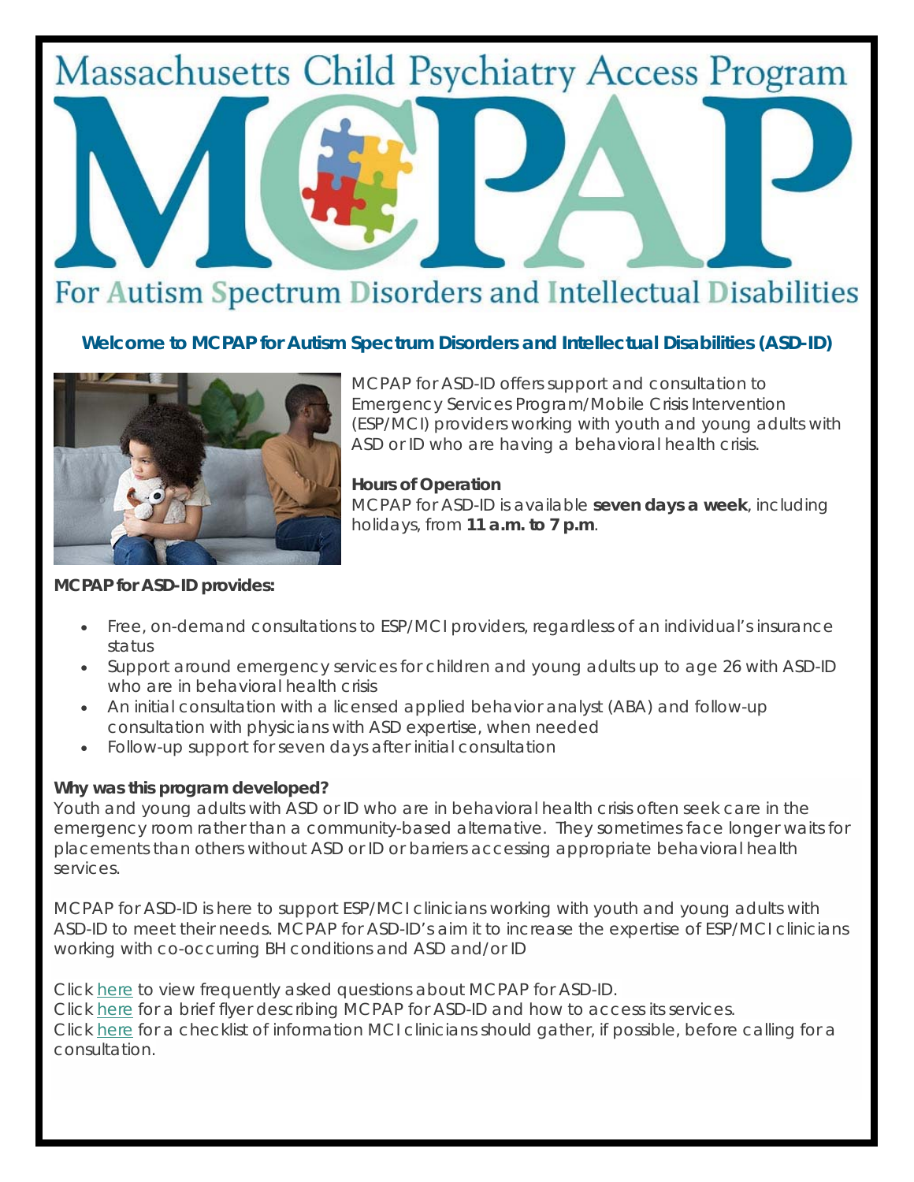# Massachusetts Child Psychiatry Access Program

# MCPAP

## For Autism Spectrum Disorders and Intellectual Disabilities

### Welcome to MCPAP for Autism Spectrum Disorders and Intellectual Disabilities (ASD-ID)

MCPAP for ASD-ID offers support and consultation to Emergency Services Program/Mobile Crisis Intervention (ESP/MCI) providers working with youth and young adults with ASD or ID who are having a behavioral health crisis.

**Hours of Operation**
MCPAP for ASD-ID is available **seven days a week**, including holidays, from **11 a.m. to 7 p.m**.

**MCPAP for ASD-ID provides:**

- Free, on-demand consultations to ESP/MCI providers, regardless of an individual's insurance status
- Support around emergency services for children and young adults up to age 26 with ASD-ID who are in behavioral health crisis
- An initial consultation with a licensed applied behavior analyst (ABA) and follow-up consultation with physicians with ASD expertise, when needed
- Follow-up support for seven days after initial consultation

**Why was this program developed?**
Youth and young adults with ASD or ID who are in behavioral health crisis often seek care in the emergency room rather than a community-based alternative. They sometimes face longer waits for placements than others without ASD or ID or barriers accessing appropriate behavioral health services.

MCPAP for ASD-ID is here to support ESP/MCI clinicians working with youth and young adults with ASD-ID to meet their needs. MCPAP for ASD-ID's aim it to increase the expertise of ESP/MCI clinicians working with co-occurring BH conditions and ASD and/or ID

Click here to view frequently asked questions about MCPAP for ASD-ID.
Click here for a brief flyer describing MCPAP for ASD-ID and how to access its services.
Click here for a checklist of information MCI clinicians should gather, if possible, before calling for a consultation.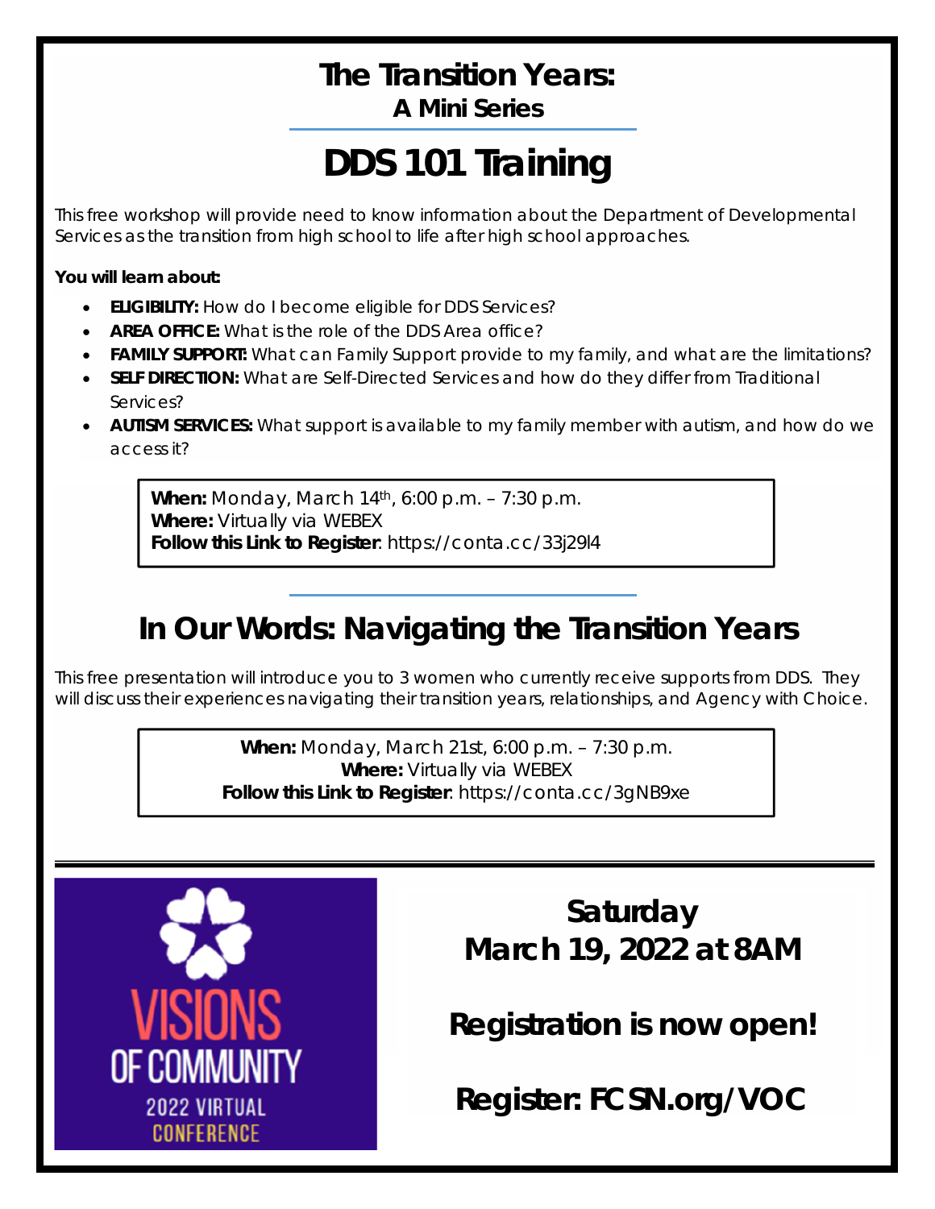# The Transition Years:

### A Mini Series

# DDS 101 Training

This free workshop will provide need to know information about the Department of Developmental Services as the transition from high school to life after high school approaches.

**You will learn about:**

- **ELIGIBILITY:** How do I become eligible for DDS Services?
- **AREA OFFICE:** What is the role of the DDS Area office?
- **FAMILY SUPPORT:** What can Family Support provide to my family, and what are the limitations?
- **SELF DIRECTION:** What are Self-Directed Services and how do they differ from Traditional Services?
- **AUTISM SERVICES:** What support is available to my family member with autism, and how do we access it?

**When:** Monday, March 14th, 6:00 p.m. – 7:30 p.m.
**Where:** Virtually via WEBEX
**Follow this Link to Register**: https://conta.cc/33j29l4

## In Our Words: Navigating the Transition Years

This free presentation will introduce you to 3 women who currently receive supports from DDS. They will discuss their experiences navigating their transition years, relationships, and Agency with Choice.

**When:** Monday, March 21st, 6:00 p.m. – 7:30 p.m.
**Where:** Virtually via WEBEX
**Follow this Link to Register**: https://conta.cc/3gNB9xe

VISIONS OF COMMUNITY
2022 VIRTUAL CONFERENCE

**Saturday**
**March 19, 2022 at 8AM**

**Registration is now open!**

**Register: FCSN.org/VOC**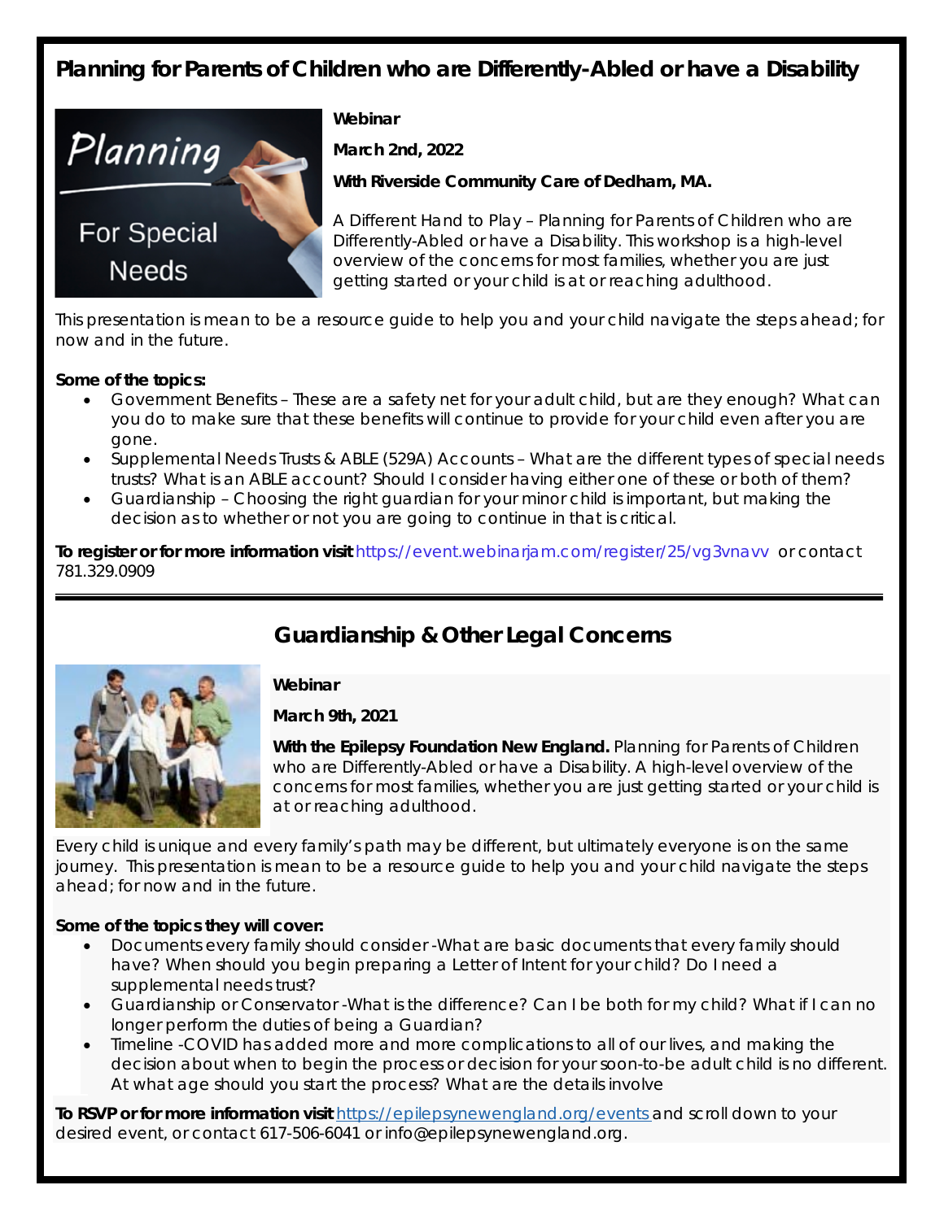## Planning for Parents of Children who are Differently-Abled or have a Disability

**Webinar**

**March 2nd, 2022**

**With Riverside Community Care of Dedham, MA.**

A Different Hand to Play – Planning for Parents of Children who are Differently-Abled or have a Disability. This workshop is a high-level overview of the concerns for most families, whether you are just getting started or your child is at or reaching adulthood.

This presentation is mean to be a resource guide to help you and your child navigate the steps ahead; for now and in the future.

**Some of the topics:**

- Government Benefits – These are a safety net for your adult child, but are they enough? What can you do to make sure that these benefits will continue to provide for your child even after you are gone.
- Supplemental Needs Trusts & ABLE (529A) Accounts – What are the different types of special needs trusts? What is an ABLE account? Should I consider having either one of these or both of them?
- Guardianship – Choosing the right guardian for your minor child is important, but making the decision as to whether or not you are going to continue in that is critical.

**To register or for more information visit** https://event.webinarjam.com/register/25/vg3vnavv or contact 781.329.0909

---

## Guardianship & Other Legal Concerns

**Webinar**

**March 9th, 2021**

**With the Epilepsy Foundation New England.** Planning for Parents of Children who are Differently-Abled or have a Disability. A high-level overview of the concerns for most families, whether you are just getting started or your child is at or reaching adulthood.

Every child is unique and every family's path may be different, but ultimately everyone is on the same journey. This presentation is mean to be a resource guide to help you and your child navigate the steps ahead; for now and in the future.

**Some of the topics they will cover:**

- Documents every family should consider -What are basic documents that every family should have? When should you begin preparing a Letter of Intent for your child? Do I need a supplemental needs trust?
- Guardianship or Conservator -What is the difference? Can I be both for my child? What if I can no longer perform the duties of being a Guardian?
- Timeline -COVID has added more and more complications to all of our lives, and making the decision about when to begin the process or decision for your soon-to-be adult child is no different. At what age should you start the process? What are the details involve

**To RSVP or for more information visit** https://epilepsynewengland.org/events and scroll down to your desired event, or contact 617-506-6041 or info@epilepsynewengland.org.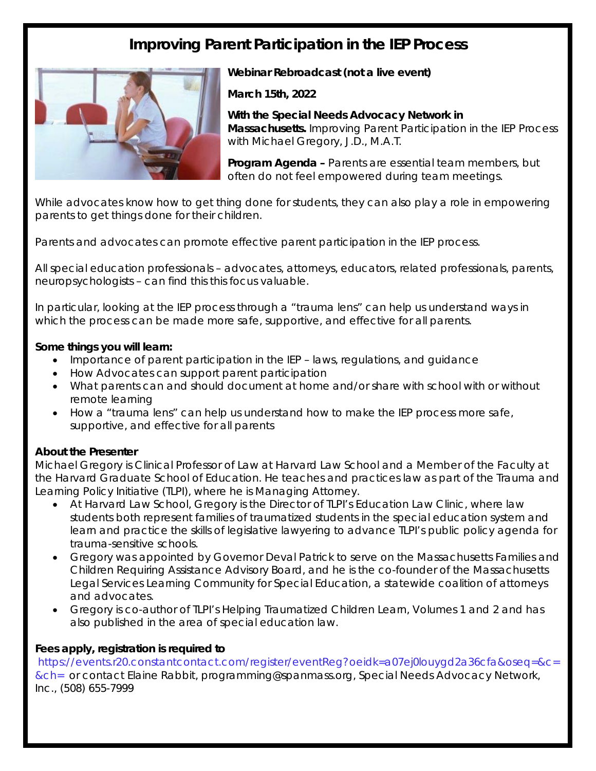# Improving Parent Participation in the IEP Process

**Webinar Rebroadcast (not a live event)**

**March 15th, 2022**

**With the Special Needs Advocacy Network in Massachusetts.** Improving Parent Participation in the IEP Process with Michael Gregory, J.D., M.A.T.

**Program Agenda –** Parents are essential team members, but often do not feel empowered during team meetings.

While advocates know how to get thing done for students, they can also play a role in empowering parents to get things done for their children.

Parents and advocates can promote effective parent participation in the IEP process.

All special education professionals – advocates, attorneys, educators, related professionals, parents, neuropsychologists – can find this this focus valuable.

In particular, looking at the IEP process through a "trauma lens" can help us understand ways in which the process can be made more safe, supportive, and effective for all parents.

**Some things you will learn:**

- Importance of parent participation in the IEP – laws, regulations, and guidance
- How Advocates can support parent participation
- What parents can and should document at home and/or share with school with or without remote learning
- How a "trauma lens" can help us understand how to make the IEP process more safe, supportive, and effective for all parents

**About the Presenter**

Michael Gregory is Clinical Professor of Law at Harvard Law School and a Member of the Faculty at the Harvard Graduate School of Education. He teaches and practices law as part of the Trauma and Learning Policy Initiative (TLPI), where he is Managing Attorney.

- At Harvard Law School, Gregory is the Director of TLPI's Education Law Clinic, where law students both represent families of traumatized students in the special education system and learn and practice the skills of legislative lawyering to advance TLPI's public policy agenda for trauma-sensitive schools.
- Gregory was appointed by Governor Deval Patrick to serve on the Massachusetts Families and Children Requiring Assistance Advisory Board, and he is the co-founder of the Massachusetts Legal Services Learning Community for Special Education, a statewide coalition of attorneys and advocates.
- Gregory is co-author of TLPI's Helping Traumatized Children Learn, Volumes 1 and 2 and has also published in the area of special education law.

**Fees apply, registration is required to**
https://events.r20.constantcontact.com/register/eventReg?oeidk=a07ej0louygd2a36cfa&oseq=&c=&ch= or contact Elaine Rabbit, programming@spanmass.org, Special Needs Advocacy Network, Inc., (508) 655-7999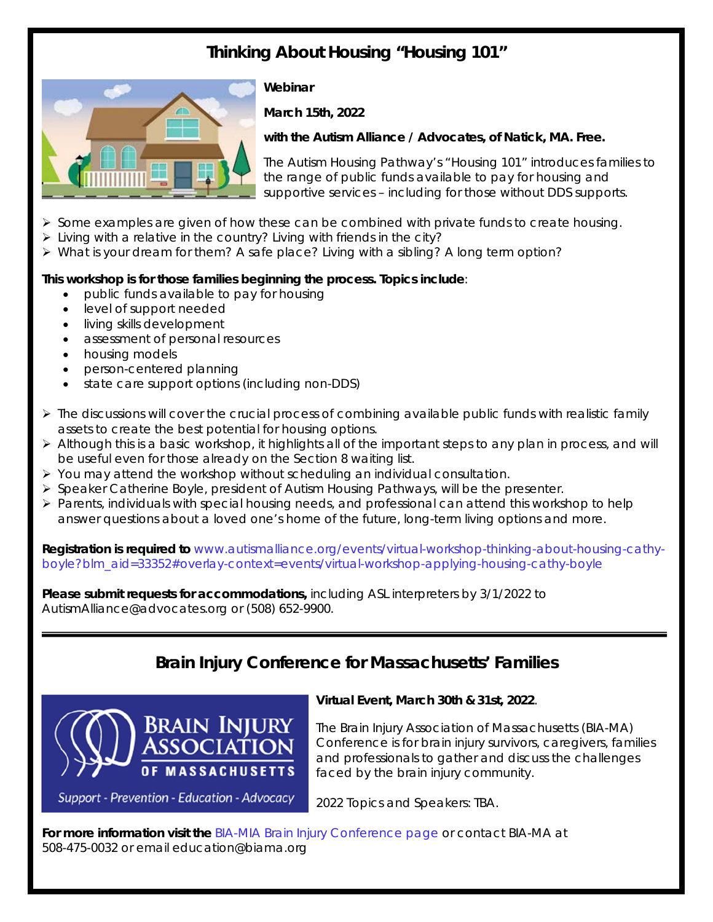## Thinking About Housing "Housing 101"

**Webinar**

**March 15th, 2022**

**with the Autism Alliance / Advocates, of Natick, MA. Free.**

The Autism Housing Pathway's "Housing 101" introduces families to the range of public funds available to pay for housing and supportive services – including for those without DDS supports.

- Some examples are given of how these can be combined with private funds to create housing.
- Living with a relative in the country? Living with friends in the city?
- What is your dream for them? A safe place? Living with a sibling? A long term option?

**This workshop is for those families beginning the process. Topics include**:

- public funds available to pay for housing
- level of support needed
- living skills development
- assessment of personal resources
- housing models
- person-centered planning
- state care support options (including non-DDS)

- The discussions will cover the crucial process of combining available public funds with realistic family assets to create the best potential for housing options.
- Although this is a basic workshop, it highlights all of the important steps to any plan in process, and will be useful even for those already on the Section 8 waiting list.
- You may attend the workshop without scheduling an individual consultation.
- Speaker Catherine Boyle, president of Autism Housing Pathways, will be the presenter.
- Parents, individuals with special housing needs, and professional can attend this workshop to help answer questions about a loved one's home of the future, long-term living options and more.

**Registration is required to** www.autismalliance.org/events/virtual-workshop-thinking-about-housing-cathy-boyle?blm_aid=33352#overlay-context=events/virtual-workshop-applying-housing-cathy-boyle

**Please submit requests for accommodations,** including ASL interpreters by 3/1/2022 to AutismAlliance@advocates.org or (508) 652-9900.

---

## Brain Injury Conference for Massachusetts' Families

**Virtual Event, March 30th & 31st, 2022**.

The Brain Injury Association of Massachusetts (BIA-MA) Conference is for brain injury survivors, caregivers, families and professionals to gather and discuss the challenges faced by the brain injury community.

2022 Topics and Speakers: TBA.

**For more information visit the** BIA-MIA Brain Injury Conference page or contact BIA-MA at 508-475-0032 or email education@biama.org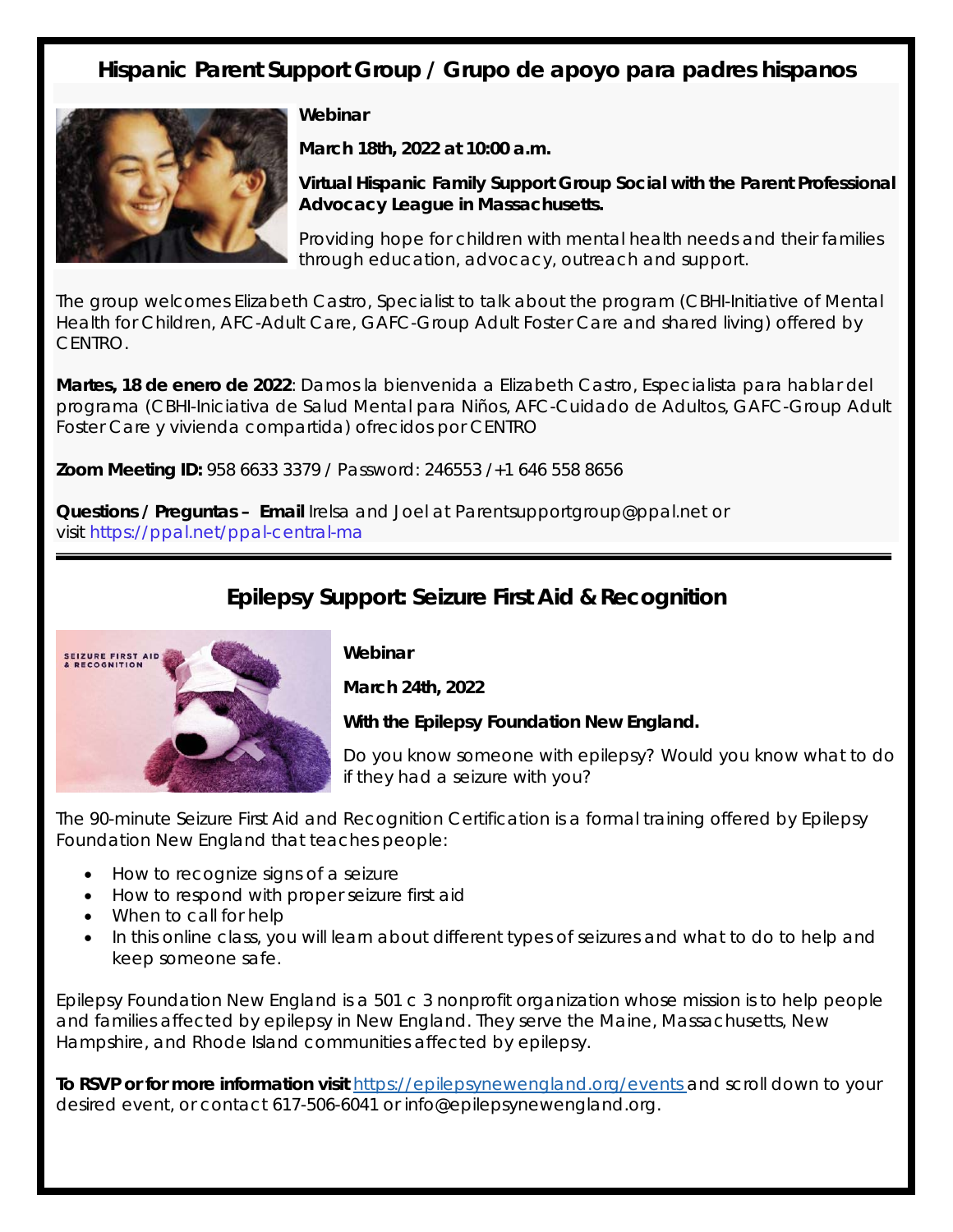## Hispanic Parent Support Group / Grupo de apoyo para padres hispanos

**Webinar**

**March 18th, 2022 at 10:00 a.m.**

**Virtual Hispanic Family Support Group Social with the Parent Professional Advocacy League in Massachusetts.**

Providing hope for children with mental health needs and their families through education, advocacy, outreach and support.

The group welcomes Elizabeth Castro, Specialist to talk about the program (CBHI-Initiative of Mental Health for Children, AFC-Adult Care, GAFC-Group Adult Foster Care and shared living) offered by CENTRO.

**Martes, 18 de enero de 2022**: Damos la bienvenida a Elizabeth Castro, Especialista para hablar del programa (CBHI-Iniciativa de Salud Mental para Niños, AFC-Cuidado de Adultos, GAFC-Group Adult Foster Care y vivienda compartida) ofrecidos por CENTRO

**Zoom Meeting ID:** 958 6633 3379 / Password: 246553 /+1 646 558 8656

**Questions / Preguntas – Email** Irelsa and Joel at Parentsupportgroup@ppal.net or visit https://ppal.net/ppal-central-ma

---

## Epilepsy Support: Seizure First Aid & Recognition

**Webinar**

**March 24th, 2022**

**With the Epilepsy Foundation New England.**

Do you know someone with epilepsy? Would you know what to do if they had a seizure with you?

The 90-minute Seizure First Aid and Recognition Certification is a formal training offered by Epilepsy Foundation New England that teaches people:

- How to recognize signs of a seizure
- How to respond with proper seizure first aid
- When to call for help
- In this online class, you will learn about different types of seizures and what to do to help and keep someone safe.

Epilepsy Foundation New England is a 501 c 3 nonprofit organization whose mission is to help people and families affected by epilepsy in New England. They serve the Maine, Massachusetts, New Hampshire, and Rhode Island communities affected by epilepsy.

**To RSVP or for more information visit** https://epilepsynewengland.org/events and scroll down to your desired event, or contact 617-506-6041 or info@epilepsynewengland.org.